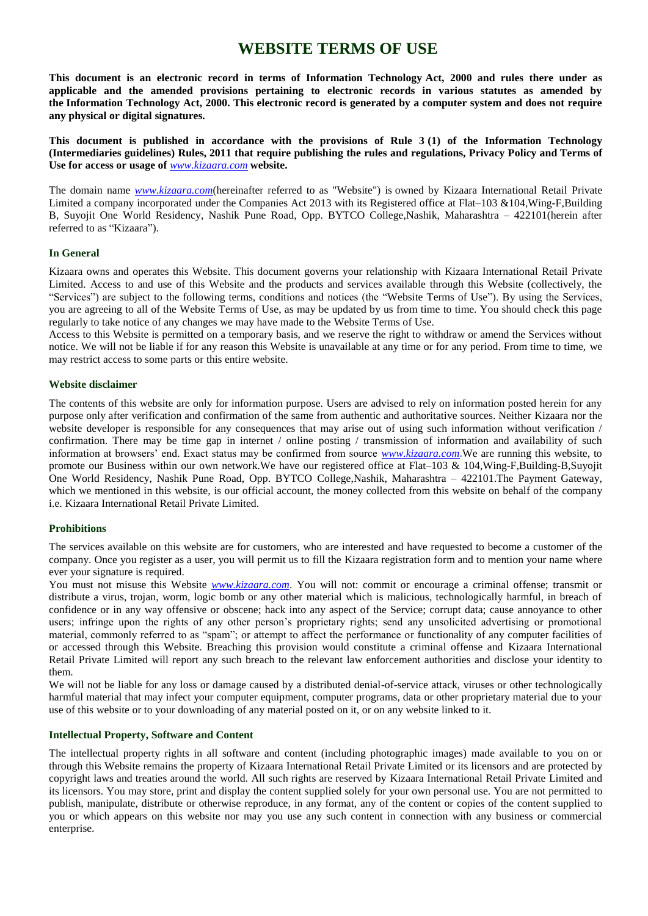# WEBSITE TERMS OF USE

**This document is an electronic record in terms of Information Technology Act, 2000 and rules there under as applicable and the amended provisions pertaining to electronic records in various statutes as amended by the Information Technology Act, 2000. This electronic record is generated by a computer system and does not require any physical or digital signatures.**

**This document is published in accordance with the provisions of Rule 3 (1) of the Information Technology (Intermediaries guidelines) Rules, 2011 that require publishing the rules and regulations, Privacy Policy and Terms of Use for access or usage of *www.kizaara.com* website.**

The domain name *www.kizaara.com*(hereinafter referred to as "Website") is owned by Kizaara International Retail Private Limited a company incorporated under the Companies Act 2013 with its Registered office at Flat–103 &104,Wing-F,Building B, Suyojit One World Residency, Nashik Pune Road, Opp. BYTCO College,Nashik, Maharashtra – 422101(herein after referred to as "Kizaara").

### In General

Kizaara owns and operates this Website. This document governs your relationship with Kizaara International Retail Private Limited. Access to and use of this Website and the products and services available through this Website (collectively, the "Services") are subject to the following terms, conditions and notices (the "Website Terms of Use"). By using the Services, you are agreeing to all of the Website Terms of Use, as may be updated by us from time to time. You should check this page regularly to take notice of any changes we may have made to the Website Terms of Use.

Access to this Website is permitted on a temporary basis, and we reserve the right to withdraw or amend the Services without notice. We will not be liable if for any reason this Website is unavailable at any time or for any period. From time to time, we may restrict access to some parts or this entire website.

### Website disclaimer

The contents of this website are only for information purpose. Users are advised to rely on information posted herein for any purpose only after verification and confirmation of the same from authentic and authoritative sources. Neither Kizaara nor the website developer is responsible for any consequences that may arise out of using such information without verification / confirmation. There may be time gap in internet / online posting / transmission of information and availability of such information at browsers' end. Exact status may be confirmed from source *www.kizaara.com*.We are running this website, to promote our Business within our own network.We have our registered office at Flat–103 & 104,Wing-F,Building-B,Suyojit One World Residency, Nashik Pune Road, Opp. BYTCO College,Nashik, Maharashtra – 422101.The Payment Gateway, which we mentioned in this website, is our official account, the money collected from this website on behalf of the company i.e. Kizaara International Retail Private Limited.

### Prohibitions

The services available on this website are for customers, who are interested and have requested to become a customer of the company. Once you register as a user, you will permit us to fill the Kizaara registration form and to mention your name where ever your signature is required.

You must not misuse this Website *www.kizaara.com*. You will not: commit or encourage a criminal offense; transmit or distribute a virus, trojan, worm, logic bomb or any other material which is malicious, technologically harmful, in breach of confidence or in any way offensive or obscene; hack into any aspect of the Service; corrupt data; cause annoyance to other users; infringe upon the rights of any other person's proprietary rights; send any unsolicited advertising or promotional material, commonly referred to as "spam"; or attempt to affect the performance or functionality of any computer facilities of or accessed through this Website. Breaching this provision would constitute a criminal offense and Kizaara International Retail Private Limited will report any such breach to the relevant law enforcement authorities and disclose your identity to them.

We will not be liable for any loss or damage caused by a distributed denial-of-service attack, viruses or other technologically harmful material that may infect your computer equipment, computer programs, data or other proprietary material due to your use of this website or to your downloading of any material posted on it, or on any website linked to it.

### Intellectual Property, Software and Content

The intellectual property rights in all software and content (including photographic images) made available to you on or through this Website remains the property of Kizaara International Retail Private Limited or its licensors and are protected by copyright laws and treaties around the world. All such rights are reserved by Kizaara International Retail Private Limited and its licensors. You may store, print and display the content supplied solely for your own personal use. You are not permitted to publish, manipulate, distribute or otherwise reproduce, in any format, any of the content or copies of the content supplied to you or which appears on this website nor may you use any such content in connection with any business or commercial enterprise.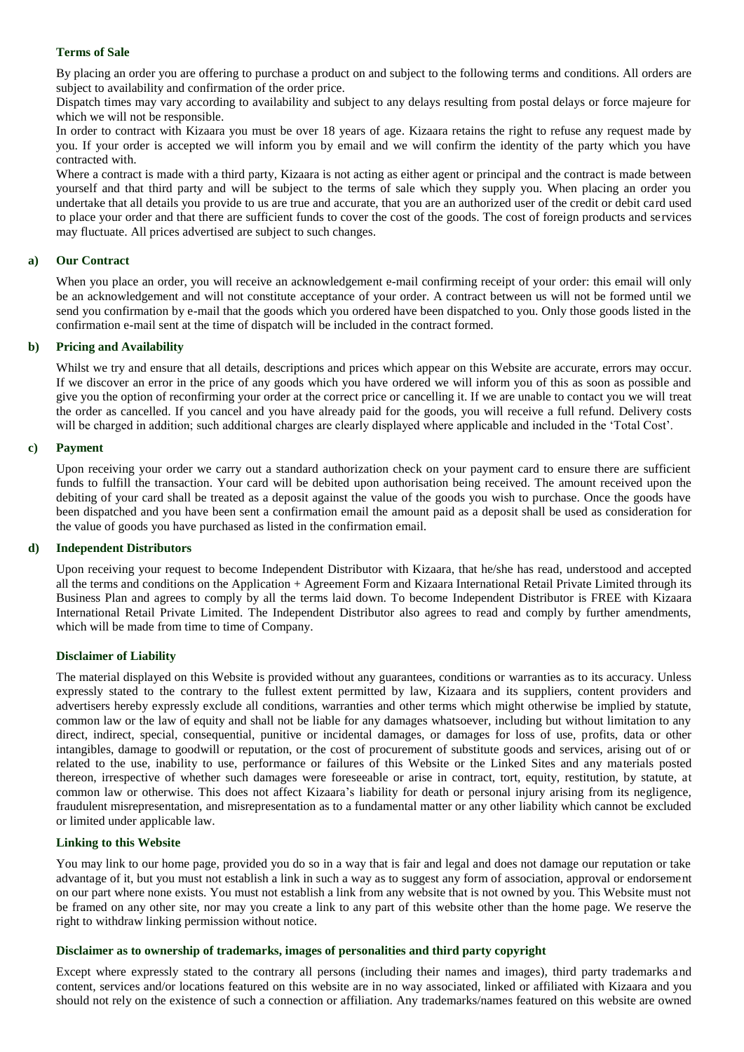### Terms of Sale

By placing an order you are offering to purchase a product on and subject to the following terms and conditions. All orders are subject to availability and confirmation of the order price.

Dispatch times may vary according to availability and subject to any delays resulting from postal delays or force majeure for which we will not be responsible.

In order to contract with Kizaara you must be over 18 years of age. Kizaara retains the right to refuse any request made by you. If your order is accepted we will inform you by email and we will confirm the identity of the party which you have contracted with.

Where a contract is made with a third party, Kizaara is not acting as either agent or principal and the contract is made between yourself and that third party and will be subject to the terms of sale which they supply you. When placing an order you undertake that all details you provide to us are true and accurate, that you are an authorized user of the credit or debit card used to place your order and that there are sufficient funds to cover the cost of the goods. The cost of foreign products and services may fluctuate. All prices advertised are subject to such changes.

### a) Our Contract

When you place an order, you will receive an acknowledgement e-mail confirming receipt of your order: this email will only be an acknowledgement and will not constitute acceptance of your order. A contract between us will not be formed until we send you confirmation by e-mail that the goods which you ordered have been dispatched to you. Only those goods listed in the confirmation e-mail sent at the time of dispatch will be included in the contract formed.

### b) Pricing and Availability

Whilst we try and ensure that all details, descriptions and prices which appear on this Website are accurate, errors may occur. If we discover an error in the price of any goods which you have ordered we will inform you of this as soon as possible and give you the option of reconfirming your order at the correct price or cancelling it. If we are unable to contact you we will treat the order as cancelled. If you cancel and you have already paid for the goods, you will receive a full refund. Delivery costs will be charged in addition; such additional charges are clearly displayed where applicable and included in the 'Total Cost'.

### c) Payment

Upon receiving your order we carry out a standard authorization check on your payment card to ensure there are sufficient funds to fulfill the transaction. Your card will be debited upon authorisation being received. The amount received upon the debiting of your card shall be treated as a deposit against the value of the goods you wish to purchase. Once the goods have been dispatched and you have been sent a confirmation email the amount paid as a deposit shall be used as consideration for the value of goods you have purchased as listed in the confirmation email.

### d) Independent Distributors

Upon receiving your request to become Independent Distributor with Kizaara, that he/she has read, understood and accepted all the terms and conditions on the Application + Agreement Form and Kizaara International Retail Private Limited through its Business Plan and agrees to comply by all the terms laid down. To become Independent Distributor is FREE with Kizaara International Retail Private Limited. The Independent Distributor also agrees to read and comply by further amendments, which will be made from time to time of Company.

### Disclaimer of Liability

The material displayed on this Website is provided without any guarantees, conditions or warranties as to its accuracy. Unless expressly stated to the contrary to the fullest extent permitted by law, Kizaara and its suppliers, content providers and advertisers hereby expressly exclude all conditions, warranties and other terms which might otherwise be implied by statute, common law or the law of equity and shall not be liable for any damages whatsoever, including but without limitation to any direct, indirect, special, consequential, punitive or incidental damages, or damages for loss of use, profits, data or other intangibles, damage to goodwill or reputation, or the cost of procurement of substitute goods and services, arising out of or related to the use, inability to use, performance or failures of this Website or the Linked Sites and any materials posted thereon, irrespective of whether such damages were foreseeable or arise in contract, tort, equity, restitution, by statute, at common law or otherwise. This does not affect Kizaara's liability for death or personal injury arising from its negligence, fraudulent misrepresentation, and misrepresentation as to a fundamental matter or any other liability which cannot be excluded or limited under applicable law.

### Linking to this Website

You may link to our home page, provided you do so in a way that is fair and legal and does not damage our reputation or take advantage of it, but you must not establish a link in such a way as to suggest any form of association, approval or endorsement on our part where none exists. You must not establish a link from any website that is not owned by you. This Website must not be framed on any other site, nor may you create a link to any part of this website other than the home page. We reserve the right to withdraw linking permission without notice.

### Disclaimer as to ownership of trademarks, images of personalities and third party copyright

Except where expressly stated to the contrary all persons (including their names and images), third party trademarks and content, services and/or locations featured on this website are in no way associated, linked or affiliated with Kizaara and you should not rely on the existence of such a connection or affiliation. Any trademarks/names featured on this website are owned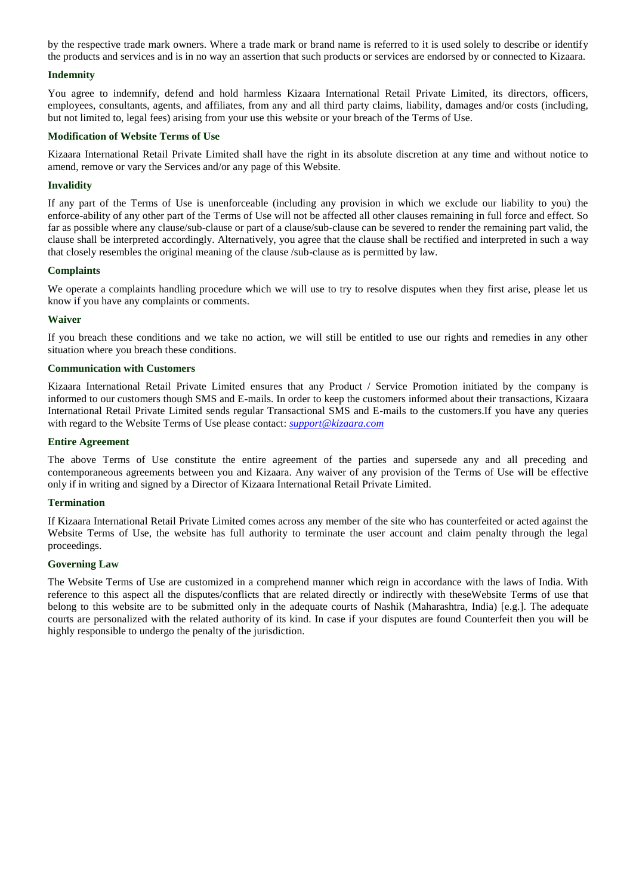by the respective trade mark owners. Where a trade mark or brand name is referred to it is used solely to describe or identify the products and services and is in no way an assertion that such products or services are endorsed by or connected to Kizaara.

### Indemnity

You agree to indemnify, defend and hold harmless Kizaara International Retail Private Limited, its directors, officers, employees, consultants, agents, and affiliates, from any and all third party claims, liability, damages and/or costs (including, but not limited to, legal fees) arising from your use this website or your breach of the Terms of Use.

### Modification of Website Terms of Use

Kizaara International Retail Private Limited shall have the right in its absolute discretion at any time and without notice to amend, remove or vary the Services and/or any page of this Website.

### Invalidity

If any part of the Terms of Use is unenforceable (including any provision in which we exclude our liability to you) the enforce-ability of any other part of the Terms of Use will not be affected all other clauses remaining in full force and effect. So far as possible where any clause/sub-clause or part of a clause/sub-clause can be severed to render the remaining part valid, the clause shall be interpreted accordingly. Alternatively, you agree that the clause shall be rectified and interpreted in such a way that closely resembles the original meaning of the clause /sub-clause as is permitted by law.

### Complaints

We operate a complaints handling procedure which we will use to try to resolve disputes when they first arise, please let us know if you have any complaints or comments.

### Waiver

If you breach these conditions and we take no action, we will still be entitled to use our rights and remedies in any other situation where you breach these conditions.

### Communication with Customers

Kizaara International Retail Private Limited ensures that any Product / Service Promotion initiated by the company is informed to our customers though SMS and E-mails. In order to keep the customers informed about their transactions, Kizaara International Retail Private Limited sends regular Transactional SMS and E-mails to the customers.If you have any queries with regard to the Website Terms of Use please contact: *support@kizaara.com*

### Entire Agreement

The above Terms of Use constitute the entire agreement of the parties and supersede any and all preceding and contemporaneous agreements between you and Kizaara. Any waiver of any provision of the Terms of Use will be effective only if in writing and signed by a Director of Kizaara International Retail Private Limited.

### Termination

If Kizaara International Retail Private Limited comes across any member of the site who has counterfeited or acted against the Website Terms of Use, the website has full authority to terminate the user account and claim penalty through the legal proceedings.

### Governing Law

The Website Terms of Use are customized in a comprehend manner which reign in accordance with the laws of India. With reference to this aspect all the disputes/conflicts that are related directly or indirectly with theseWebsite Terms of use that belong to this website are to be submitted only in the adequate courts of Nashik (Maharashtra, India) [e.g.]. The adequate courts are personalized with the related authority of its kind. In case if your disputes are found Counterfeit then you will be highly responsible to undergo the penalty of the jurisdiction.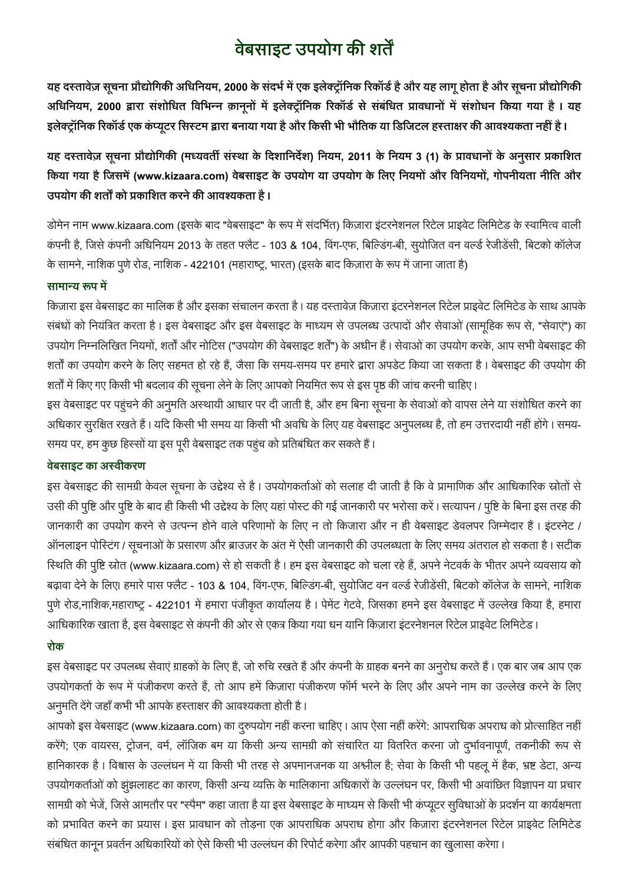# वेबसाइट उपयोग की शर्तें

**यह दस्तावेज़ सूचना प्रौद्योगिकी अधिनियम, 2000 के संदर्भ में एक इलेक्ट्रॉनिक रिकॉर्ड है और यह लागू होता है और सूचना प्रौद्योगिकी अधिनियम, 2000 द्वारा संशोधित विभिन्न क़ानूनों में इलेक्ट्रॉनिक रिकॉर्ड से संबंधित प्रावधानों में संशोधन किया गया है। यह इलेक्ट्रॉनिक रिकॉर्ड एक कंप्यूटर सिस्टम द्वारा बनाया गया है और किसी भी भौतिक या डिजिटल हस्ताक्षर की आवश्यकता नहीं है।**

**यह दस्तावेज़ सूचना प्रौद्योगिकी (मध्यवर्ती संस्था के दिशानिर्देश) नियम, 2011 के नियम 3 (1) के प्रावधानों के अनुसार प्रकाशित किया गया है जिसमें (www.kizaara.com) वेबसाइट के उपयोग या उपयोग के लिए नियमों और विनियमों, गोपनीयता नीति और उपयोग की शर्तों को प्रकाशित करने की आवश्यकता है।**

डोमेन नाम www.kizaara.com (इसके बाद "वेबसाइट" के रूप में संदर्भित) किज़ारा इंटरनेशनल रिटेल प्राइवेट लिमिटेड के स्वामित्व वाली कंपनी है, जिसे कंपनी अधिनियम 2013 के तहत फ्लैट - 103 & 104, विंग-एफ, बिल्डिंग-बी, सुयोजित वन वर्ल्ड रेजीडेंसी, बिटको कॉलेज के सामने, नाशिक पुणे रोड, नाशिक - 422101 (महाराष्ट्र, भारत) (इसके बाद किज़ारा के रूप में जाना जाता है)

### सामान्य रूप में

किज़ारा इस वेबसाइट का मालिक है और इसका संचालन करता है। यह दस्तावेज किज़ारा इंटरनेशनल रिटेल प्राइवेट लिमिटेड के साथ आपके संबंधों को नियंत्रित करता है। इस वेबसाइट और इस वेबसाइट के माध्यम से उपलब्ध उत्पादों और सेवाओं (सामूहिक रूप से, "सेवाएं") का उपयोग निम्नलिखित नियमों, शर्तों और नोटिस ("उपयोग की वेबसाइट शर्तें") के अधीन हैं। सेवाओं का उपयोग करके, आप सभी वेबसाइट की शर्तों का उपयोग करने के लिए सहमत हो रहे हैं, जैसा कि समय-समय पर हमारे द्वारा अपडेट किया जा सकता है। वेबसाइट की उपयोग की शर्तों में किए गए किसी भी बदलाव की सूचना लेने के लिए आपको नियमित रूप से इस पृष्ठ की जांच करनी चाहिए।

इस वेबसाइट पर पहुंचने की अनुमति अस्थायी आधार पर दी जाती है, और हम बिना सूचना के सेवाओं को वापस लेने या संशोधित करने का अधिकार सुरक्षित रखते हैं। यदि किसी भी समय या किसी भी अवधि के लिए यह वेबसाइट अनुपलब्ध है, तो हम उत्तरदायी नहीं होंगे। समय-समय पर, हम कुछ हिस्सों या इस पूरी वेबसाइट तक पहुंच को प्रतिबंधित कर सकते हैं।

### वेबसाइट का अस्वीकरण

इस वेबसाइट की सामग्री केवल सूचना के उद्देश्य से है। उपयोगकर्ताओं को सलाह दी जाती है कि वे प्रामाणिक और आधिकारिक स्रोतों से उसी की पुष्टि और पुष्टि के बाद ही किसी भी उद्देश्य के लिए यहां पोस्ट की गई जानकारी पर भरोसा करें। सत्यापन / पुष्टि के बिना इस तरह की जानकारी का उपयोग करने से उत्पन्न होने वाले परिणामों के लिए न तो किजारा और न ही वेबसाइट डेवलपर जिम्मेदार हैं। इंटरनेट / ऑनलाइन पोस्टिंग / सूचनाओं के प्रसारण और ब्राउज़र के अंत में ऐसी जानकारी की उपलब्धता के लिए समय अंतराल हो सकता है। सटीक स्थिति की पुष्टि स्रोत (www.kizaara.com) से हो सकती है। हम इस वेबसाइट को चला रहे हैं, अपने नेटवर्क के भीतर अपने व्यवसाय को बढ़ावा देने के लिए। हमारे पास फ्लैट - 103 & 104, विंग-एफ, बिल्डिंग-बी, सुयोजित वन वर्ल्ड रेजीडेंसी, बिटको कॉलेज के सामने, नाशिक पुणे रोड,नाशिक,महाराष्ट्र - 422101 में हमारा पंजीकृत कार्यालय है। पेमेंट गेटवे, जिसका हमने इस वेबसाइट में उल्लेख किया है, हमारा आधिकारिक खाता है, इस वेबसाइट से कंपनी की ओर से एकत्र किया गया धन यानि किज़ारा इंटरनेशनल रिटेल प्राइवेट लिमिटेड।

### रोक

इस वेबसाइट पर उपलब्ध सेवाएं ग्राहकों के लिए हैं, जो रुचि रखते हैं और कंपनी के ग्राहक बनने का अनुरोध करते हैं। एक बार जब आप एक उपयोगकर्ता के रूप में पंजीकरण करते हैं, तो आप हमें किज़ारा पंजीकरण फॉर्म भरने के लिए और अपने नाम का उल्लेख करने के लिए अनुमति देंगे जहाँ कभी भी आपके हस्ताक्षर की आवश्यकता होती है।

आपको इस वेबसाइट (www.kizaara.com) का दुरुपयोग नहीं करना चाहिए। आप ऐसा नहीं करेंगे: आपराधिक अपराध को प्रोत्साहित नहीं करेंगे; एक वायरस, ट्रोजन, वर्म, लॉजिक बम या किसी अन्य सामग्री को संचारित या वितरित करना जो दुर्भावनापूर्ण, तकनीकी रूप से हानिकारक है। विश्वास के उल्लंघन में या किसी भी तरह से अपमानजनक या अश्लील है; सेवा के किसी भी पहलू में हैक, भ्रष्ट डेटा, अन्य उपयोगकर्ताओं को झुंझलाहट का कारण, किसी अन्य व्यक्ति के मालिकाना अधिकारों के उल्लंघन पर, किसी भी अवांछित विज्ञापन या प्रचार सामग्री को भेजें, जिसे आमतौर पर "स्पैम" कहा जाता है या इस वेबसाइट के माध्यम से किसी भी कंप्यूटर सुविधाओं के प्रदर्शन या कार्यक्षमता को प्रभावित करने का प्रयास। इस प्रावधान को तोड़ना एक आपराधिक अपराध होगा और किज़ारा इंटरनेशनल रिटेल प्राइवेट लिमिटेड संबंधित कानून प्रवर्तन अधिकारियों को ऐसे किसी भी उल्लंघन की रिपोर्ट करेगा और आपकी पहचान का खुलासा करेगा।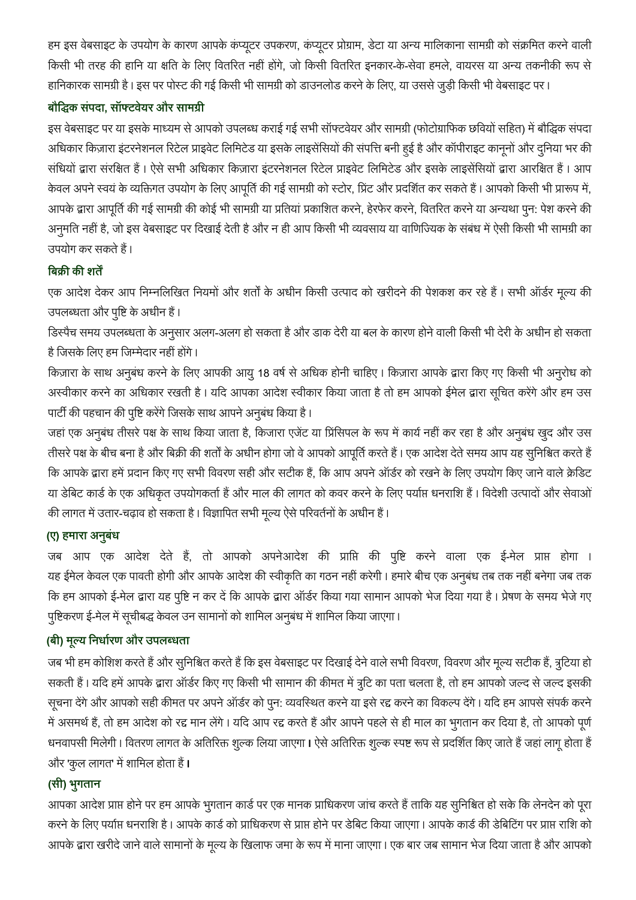हम इस वेबसाइट के उपयोग के कारण आपके कंप्यूटर उपकरण, कंप्यूटर प्रोग्राम, डेटा या अन्य मालिकाना सामग्री को संक्रमित करने वाली किसी भी तरह की हानि या क्षति के लिए वितरित नहीं होंगे, जो किसी वितरित इनकार-के-सेवा हमले, वायरस या अन्य तकनीकी रूप से हानिकारक सामग्री है। इस पर पोस्ट की गई किसी भी सामग्री को डाउनलोड करने के लिए, या उससे जुड़ी किसी भी वेबसाइट पर।

### बौद्धिक संपदा, सॉफ्टवेयर और सामग्री

इस वेबसाइट पर या इसके माध्यम से आपको उपलब्ध कराई गई सभी सॉफ्टवेयर और सामग्री (फोटोग्राफिक छवियों सहित) में बौद्धिक संपदा अधिकार किज़ारा इंटरनेशनल रिटेल प्राइवेट लिमिटेड या इसके लाइसेंसियों की संपत्ति बनी हुई है और कॉपीराइट कानूनों और दुनिया भर की संधियों द्वारा संरक्षित हैं। ऐसे सभी अधिकार किज़ारा इंटरनेशनल रिटेल प्राइवेट लिमिटेड और इसके लाइसेंसियों द्वारा आरक्षित हैं। आप केवल अपने स्वयं के व्यक्तिगत उपयोग के लिए आपूर्ति की गई सामग्री को स्टोर, प्रिंट और प्रदर्शित कर सकते हैं। आपको किसी भी प्रारूप में, आपके द्वारा आपूर्ति की गई सामग्री की कोई भी सामग्री या प्रतियां प्रकाशित करने, हेरफेर करने, वितरित करने या अन्यथा पुन: पेश करने की अनुमति नहीं है, जो इस वेबसाइट पर दिखाई देती है और न ही आप किसी भी व्यवसाय या वाणिज्यिक के संबंध में ऐसी किसी भी सामग्री का उपयोग कर सकते हैं।

### बिक्री की शर्तें

एक आदेश देकर आप निम्नलिखित नियमों और शर्तों के अधीन किसी उत्पाद को खरीदने की पेशकश कर रहे हैं। सभी ऑर्डर मूल्य की उपलब्धता और पुष्टि के अधीन हैं।

डिस्पैच समय उपलब्धता के अनुसार अलग-अलग हो सकता है और डाक देरी या बल के कारण होने वाली किसी भी देरी के अधीन हो सकता है जिसके लिए हम जिम्मेदार नहीं होंगे।

किज़ारा के साथ अनुबंध करने के लिए आपकी आयु 18 वर्ष से अधिक होनी चाहिए। किज़ारा आपके द्वारा किए गए किसी भी अनुरोध को अस्वीकार करने का अधिकार रखती है। यदि आपका आदेश स्वीकार किया जाता है तो हम आपको ईमेल द्वारा सूचित करेंगे और हम उस पार्टी की पहचान की पुष्टि करेंगे जिसके साथ आपने अनुबंध किया है।

जहां एक अनुबंध तीसरे पक्ष के साथ किया जाता है, किजारा एजेंट या प्रिंसिपल के रूप में कार्य नहीं कर रहा है और अनुबंध खुद और उस तीसरे पक्ष के बीच बना है और बिक्री की शर्तों के अधीन होगा जो वे आपको आपूर्ति करते हैं। एक आदेश देते समय आप यह सुनिश्चित करते हैं कि आपके द्वारा हमें प्रदान किए गए सभी विवरण सही और सटीक हैं, कि आप अपने ऑर्डर को रखने के लिए उपयोग किए जाने वाले क्रेडिट या डेबिट कार्ड के एक अधिकृत उपयोगकर्ता हैं और माल की लागत को कवर करने के लिए पर्याप्त धनराशि हैं। विदेशी उत्पादों और सेवाओं की लागत में उतार-चढ़ाव हो सकता है। विज्ञापित सभी मूल्य ऐसे परिवर्तनों के अधीन हैं।

### (ए) हमारा अनुबंध

जब आप एक आदेश देते हैं, तो आपको अपनेआदेश की प्राप्ति की पुष्टि करने वाला एक ई-मेल प्राप्त होगा। यह ईमेल केवल एक पावती होगी और आपके आदेश की स्वीकृति का गठन नहीं करेगी। हमारे बीच एक अनुबंध तब तक नहीं बनेगा जब तक कि हम आपको ई-मेल द्वारा यह पुष्टि न कर दें कि आपके द्वारा ऑर्डर किया गया सामान आपको भेज दिया गया है। प्रेषण के समय भेजे गए पुष्टिकरण ई-मेल में सूचीबद्ध केवल उन सामानों को शामिल अनुबंध में शामिल किया जाएगा।

### (बी) मूल्य निर्धारण और उपलब्धता

जब भी हम कोशिश करते हैं और सुनिश्चित करते हैं कि इस वेबसाइट पर दिखाई देने वाले सभी विवरण, विवरण और मूल्य सटीक हैं, त्रुटिया हो सकती हैं। यदि हमें आपके द्वारा ऑर्डर किए गए किसी भी सामान की कीमत में त्रुटि का पता चलता है, तो हम आपको जल्द से जल्द इसकी सूचना देंगे और आपको सही कीमत पर अपने ऑर्डर को पुन: व्यवस्थित करने या इसे रद्द करने का विकल्प देंगे। यदि हम आपसे संपर्क करने में असमर्थ हैं, तो हम आदेश को रद्द मान लेंगे। यदि आप रद्द करते हैं और आपने पहले से ही माल का भुगतान कर दिया है, तो आपको पूर्ण धनवापसी मिलेगी। वितरण लागत के अतिरिक्त शुल्क लिया जाएगा। ऐसे अतिरिक्त शुल्क स्पष्ट रूप से प्रदर्शित किए जाते हैं जहां लागू होता हैं और 'कुल लागत' में शामिल होता हैं।

### (सी) भुगतान

आपका आदेश प्राप्त होने पर हम आपके भुगतान कार्ड पर एक मानक प्राधिकरण जांच करते हैं ताकि यह सुनिश्चित हो सके कि लेनदेन को पूरा करने के लिए पर्याप्त धनराशि है। आपके कार्ड को प्राधिकरण से प्राप्त होने पर डेबिट किया जाएगा। आपके कार्ड की डेबिटिंग पर प्राप्त राशि को आपके द्वारा खरीदे जाने वाले सामानों के मूल्य के खिलाफ जमा के रूप में माना जाएगा। एक बार जब सामान भेज दिया जाता है और आपको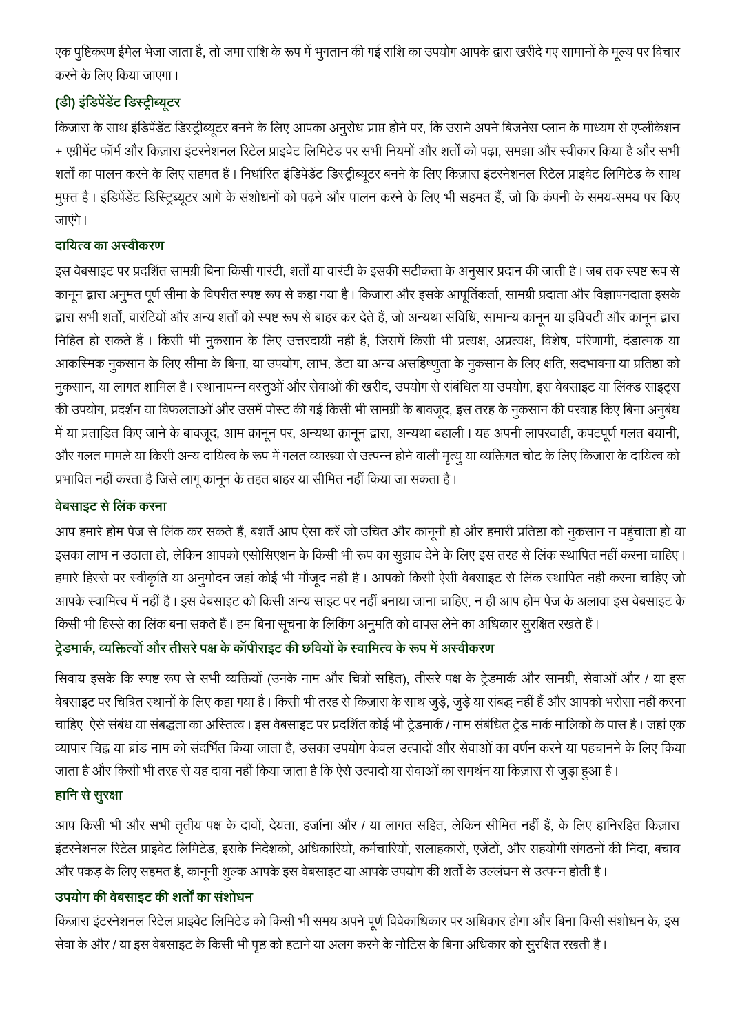एक पुष्टिकरण ईमेल भेजा जाता है, तो जमा राशि के रूप में भुगतान की गई राशि का उपयोग आपके द्वारा खरीदे गए सामानों के मूल्य पर विचार करने के लिए किया जाएगा।

### (डी) इंडिपेंडेंट डिस्ट्रीब्यूटर

किज़ारा के साथ इंडिपेंडेंट डिस्ट्रीब्यूटर बनने के लिए आपका अनुरोध प्राप्त होने पर, कि उसने अपने बिजनेस प्लान के माध्यम से एप्लीकेशन + एग्रीमेंट फॉर्म और किज़ारा इंटरनेशनल रिटेल प्राइवेट लिमिटेड पर सभी नियमों और शर्तों को पढ़ा, समझा और स्वीकार किया है और सभी शर्तों का पालन करने के लिए सहमत हैं। निर्धारित इंडिपेंडेंट डिस्ट्रीब्यूटर बनने के लिए किज़ारा इंटरनेशनल रिटेल प्राइवेट लिमिटेड के साथ मुफ़्त है। इंडिपेंडेंट डिस्ट्रिब्यूटर आगे के संशोधनों को पढ़ने और पालन करने के लिए भी सहमत हैं, जो कि कंपनी के समय-समय पर किए जाएंगे।

### दायित्व का अस्वीकरण

इस वेबसाइट पर प्रदर्शित सामग्री बिना किसी गारंटी, शर्तों या वारंटी के इसकी सटीकता के अनुसार प्रदान की जाती है। जब तक स्पष्ट रूप से कानून द्वारा अनुमत पूर्ण सीमा के विपरीत स्पष्ट रूप से कहा गया है। किजारा और इसके आपूर्तिकर्ता, सामग्री प्रदाता और विज्ञापनदाता इसके द्वारा सभी शर्तों, वारंटियों और अन्य शर्तों को स्पष्ट रूप से बाहर कर देते हैं, जो अन्यथा संविधि, सामान्य कानून या इक्विटी और कानून द्वारा निहित हो सकते हैं। किसी भी नुकसान के लिए उत्तरदायी नहीं है, जिसमें किसी भी प्रत्यक्ष, अप्रत्यक्ष, विशेष, परिणामी, दंडात्मक या आकस्मिक नुकसान के लिए सीमा के बिना, या उपयोग, लाभ, डेटा या अन्य असहिष्णुता के नुकसान के लिए क्षति, सदभावना या प्रतिष्ठा को नुकसान, या लागत शामिल है। स्थानापन्न वस्तुओं और सेवाओं की खरीद, उपयोग से संबंधित या उपयोग, इस वेबसाइट या लिंक्ड साइट्स की उपयोग, प्रदर्शन या विफलताओं और उसमें पोस्ट की गई किसी भी सामग्री के बावजूद, इस तरह के नुकसान की परवाह किए बिना अनुबंध में या प्रताड़ित किए जाने के बावजूद, आम क़ानून पर, अन्यथा क़ानून द्वारा, अन्यथा बहाली। यह अपनी लापरवाही, कपटपूर्ण गलत बयानी, और गलत मामले या किसी अन्य दायित्व के रूप में गलत व्याख्या से उत्पन्न होने वाली मृत्यु या व्यक्तिगत चोट के लिए किजारा के दायित्व को प्रभावित नहीं करता है जिसे लागू कानून के तहत बाहर या सीमित नहीं किया जा सकता है।

### वेबसाइट से लिंक करना

आप हमारे होम पेज से लिंक कर सकते हैं, बशर्ते आप ऐसा करें जो उचित और कानूनी हो और हमारी प्रतिष्ठा को नुकसान न पहुंचाता हो या इसका लाभ न उठाता हो, लेकिन आपको एसोसिएशन के किसी भी रूप का सुझाव देने के लिए इस तरह से लिंक स्थापित नहीं करना चाहिए। हमारे हिस्से पर स्वीकृति या अनुमोदन जहां कोई भी मौजूद नहीं है। आपको किसी ऐसी वेबसाइट से लिंक स्थापित नहीं करना चाहिए जो आपके स्वामित्व में नहीं है। इस वेबसाइट को किसी अन्य साइट पर नहीं बनाया जाना चाहिए, न ही आप होम पेज के अलावा इस वेबसाइट के किसी भी हिस्से का लिंक बना सकते हैं। हम बिना सूचना के लिंकिंग अनुमति को वापस लेने का अधिकार सुरक्षित रखते हैं।

### ट्रेडमार्क, व्यक्तित्वों और तीसरे पक्ष के कॉपीराइट की छवियों के स्वामित्व के रूप में अस्वीकरण

सिवाय इसके कि स्पष्ट रूप से सभी व्यक्तियों (उनके नाम और चित्रों सहित), तीसरे पक्ष के ट्रेडमार्क और सामग्री, सेवाओं और / या इस वेबसाइट पर चित्रित स्थानों के लिए कहा गया है। किसी भी तरह से किज़ारा के साथ जुड़े, जुड़े या संबद्ध नहीं हैं और आपको भरोसा नहीं करना चाहिए ऐसे संबंध या संबद्धता का अस्तित्व। इस वेबसाइट पर प्रदर्शित कोई भी ट्रेडमार्क / नाम संबंधित ट्रेड मार्क मालिकों के पास है। जहां एक व्यापार चिह्न या ब्रांड नाम को संदर्भित किया जाता है, उसका उपयोग केवल उत्पादों और सेवाओं का वर्णन करने या पहचानने के लिए किया जाता है और किसी भी तरह से यह दावा नहीं किया जाता है कि ऐसे उत्पादों या सेवाओं का समर्थन या किज़ारा से जुड़ा हुआ है।

### हानि से सुरक्षा

आप किसी भी और सभी तृतीय पक्ष के दावों, देयता, हर्जाना और / या लागत सहित, लेकिन सीमित नहीं हैं, के लिए हानिरहित किज़ारा इंटरनेशनल रिटेल प्राइवेट लिमिटेड, इसके निदेशकों, अधिकारियों, कर्मचारियों, सलाहकारों, एजेंटों, और सहयोगी संगठनों की निंदा, बचाव और पकड़ के लिए सहमत है, कानूनी शुल्क आपके इस वेबसाइट या आपके उपयोग की शर्तों के उल्लंघन से उत्पन्न होती है।

### उपयोग की वेबसाइट की शर्तों का संशोधन

किज़ारा इंटरनेशनल रिटेल प्राइवेट लिमिटेड को किसी भी समय अपने पूर्ण विवेकाधिकार पर अधिकार होगा और बिना किसी संशोधन के, इस सेवा के और / या इस वेबसाइट के किसी भी पृष्ठ को हटाने या अलग करने के नोटिस के बिना अधिकार को सुरक्षित रखती है।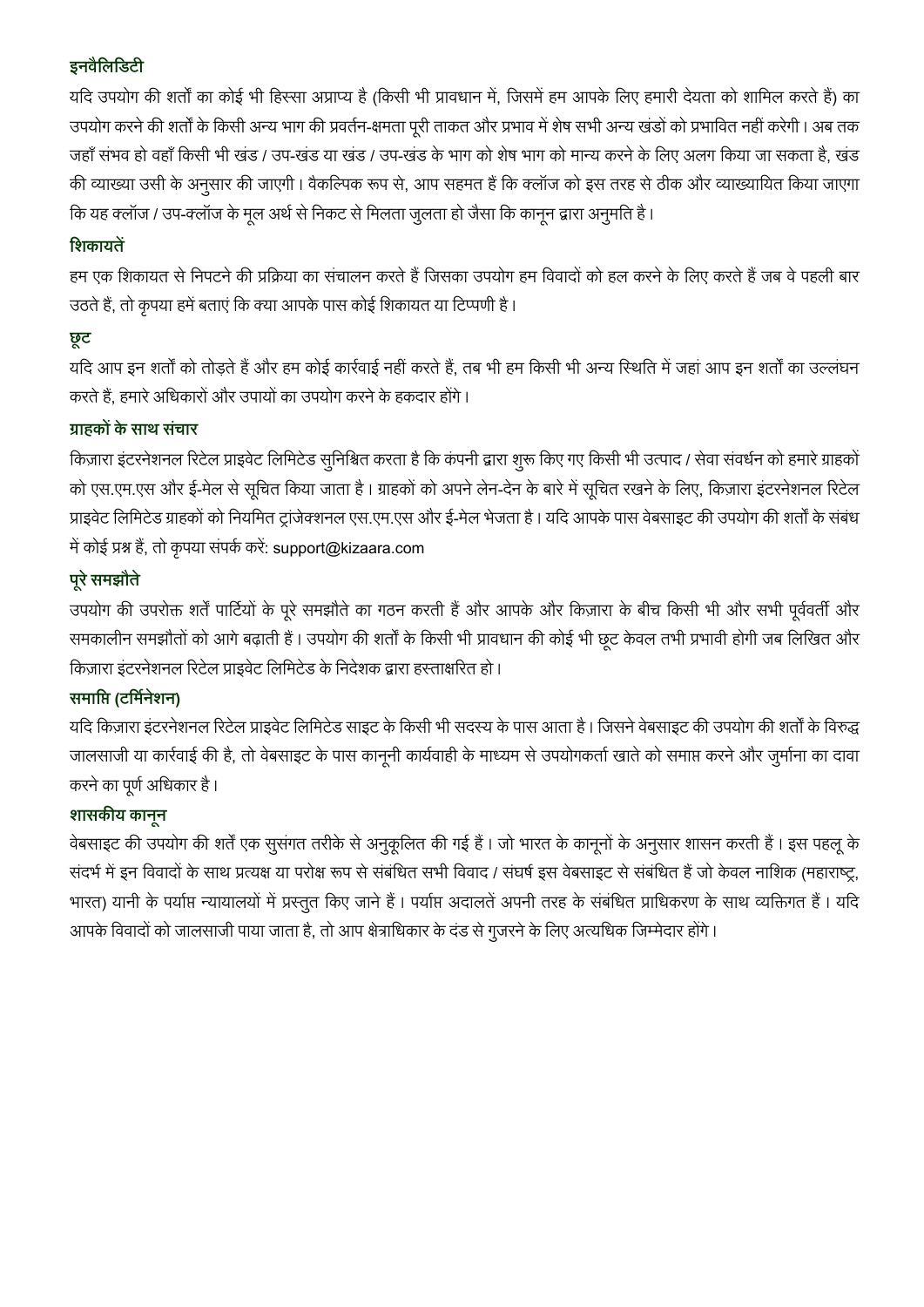## इनवैलिडिटी

यदि उपयोग की शर्तों का कोई भी हिस्सा अप्राप्य है (किसी भी प्रावधान में, जिसमें हम आपके लिए हमारी देयता को शामिल करते हैं) का उपयोग करने की शर्तों के किसी अन्य भाग की प्रवर्तन-क्षमता पूरी ताकत और प्रभाव में शेष सभी अन्य खंडों को प्रभावित नहीं करेगी। अब तक जहाँ संभव हो वहाँ किसी भी खंड / उप-खंड या खंड / उप-खंड के भाग को शेष भाग को मान्य करने के लिए अलग किया जा सकता है, खंड की व्याख्या उसी के अनुसार की जाएगी। वैकल्पिक रूप से, आप सहमत हैं कि क्लॉज को इस तरह से ठीक और व्याख्यायित किया जाएगा कि यह क्लॉज / उप-क्लॉज के मूल अर्थ से निकट से मिलता जुलता हो जैसा कि कानून द्वारा अनुमति है।

## शिकायतें

हम एक शिकायत से निपटने की प्रक्रिया का संचालन करते हैं जिसका उपयोग हम विवादों को हल करने के लिए करते हैं जब वे पहली बार उठते हैं, तो कृपया हमें बताएं कि क्या आपके पास कोई शिकायत या टिप्पणी है।

## छूट

यदि आप इन शर्तों को तोड़ते हैं और हम कोई कार्रवाई नहीं करते हैं, तब भी हम किसी भी अन्य स्थिति में जहां आप इन शर्तों का उल्लंघन करते हैं, हमारे अधिकारों और उपायों का उपयोग करने के हकदार होंगे।

## ग्राहकों के साथ संचार

किज़ारा इंटरनेशनल रिटेल प्राइवेट लिमिटेड सुनिश्चित करता है कि कंपनी द्वारा शुरू किए गए किसी भी उत्पाद / सेवा संवर्धन को हमारे ग्राहकों को एस.एम.एस और ई-मेल से सूचित किया जाता है। ग्राहकों को अपने लेन-देन के बारे में सूचित रखने के लिए, किज़ारा इंटरनेशनल रिटेल प्राइवेट लिमिटेड ग्राहकों को नियमित ट्रांजेक्शनल एस.एम.एस और ई-मेल भेजता है। यदि आपके पास वेबसाइट की उपयोग की शर्तों के संबंध में कोई प्रश्न हैं, तो कृपया संपर्क करें: support@kizaara.com

## पूरे समझौते

उपयोग की उपरोक्त शर्तें पार्टियों के पूरे समझौते का गठन करती हैं और आपके और किज़ारा के बीच किसी भी और सभी पूर्ववर्ती और समकालीन समझौतों को आगे बढ़ाती हैं। उपयोग की शर्तों के किसी भी प्रावधान की कोई भी छूट केवल तभी प्रभावी होगी जब लिखित और किज़ारा इंटरनेशनल रिटेल प्राइवेट लिमिटेड के निदेशक द्वारा हस्ताक्षरित हो।

## समाप्ति (टर्मिनेशन)

यदि किज़ारा इंटरनेशनल रिटेल प्राइवेट लिमिटेड साइट के किसी भी सदस्य के पास आता है। जिसने वेबसाइट की उपयोग की शर्तों के विरुद्ध जालसाजी या कार्रवाई की है, तो वेबसाइट के पास कानूनी कार्यवाही के माध्यम से उपयोगकर्ता खाते को समाप्त करने और जुर्माना का दावा करने का पूर्ण अधिकार है।

## शासकीय कानून

वेबसाइट की उपयोग की शर्तें एक सुसंगत तरीके से अनुकूलित की गई हैं। जो भारत के कानूनों के अनुसार शासन करती हैं। इस पहलू के संदर्भ में इन विवादों के साथ प्रत्यक्ष या परोक्ष रूप से संबंधित सभी विवाद / संघर्ष इस वेबसाइट से संबंधित हैं जो केवल नाशिक (महाराष्ट्र, भारत) यानी के पर्याप्त न्यायालयों में प्रस्तुत किए जाने हैं। पर्याप्त अदालतें अपनी तरह के संबंधित प्राधिकरण के साथ व्यक्तिगत हैं। यदि आपके विवादों को जालसाजी पाया जाता है, तो आप क्षेत्राधिकार के दंड से गुजरने के लिए अत्यधिक जिम्मेदार होंगे।